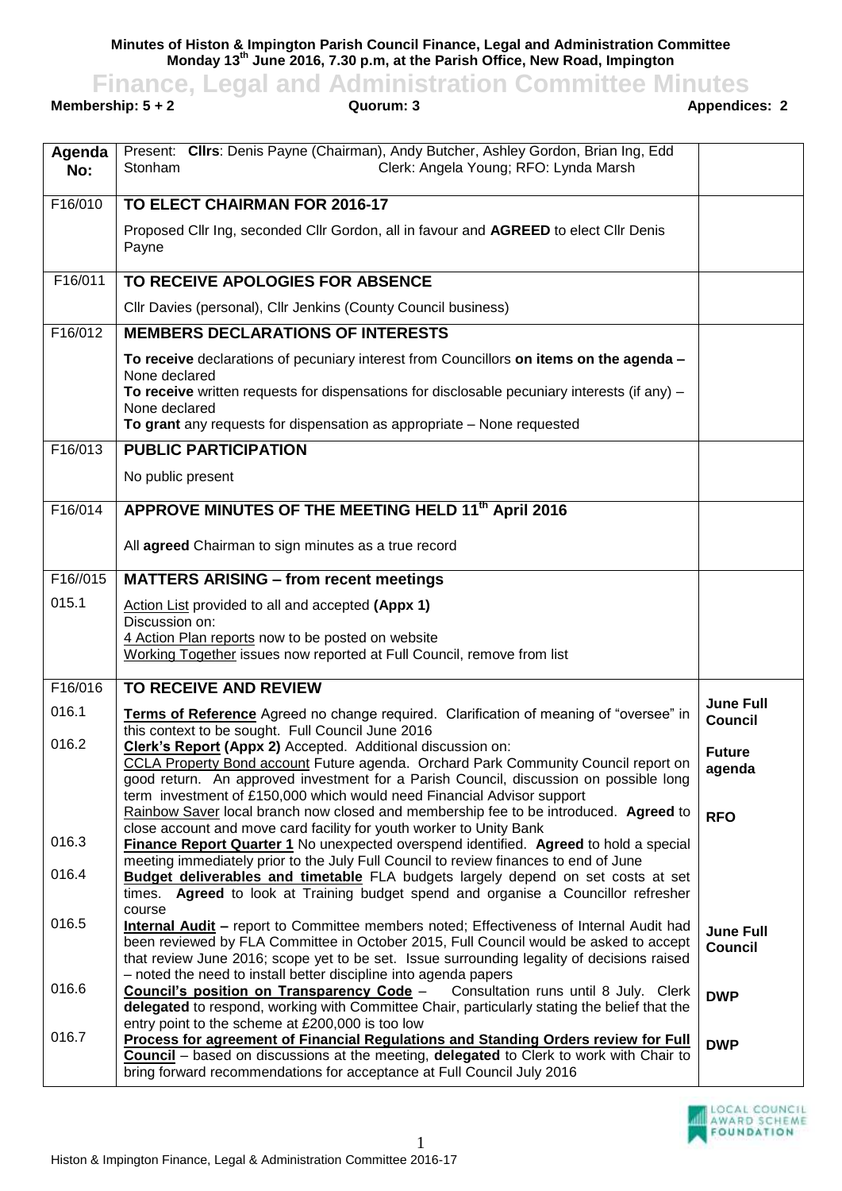**Minutes of Histon & Impington Parish Council Finance, Legal and Administration Committee Monday 13th June 2016, 7.30 p.m, at the Parish Office, New Road, Impington**

# Finance, Legal and Administration Committee Minutes

**Membership: 5 + 2** | **Quorum: 3** | **Appendices: 2**

| Agenda No: | Present: **Cllrs**: Denis Payne (Chairman), Andy Butcher, Ashley Gordon, Brian Ing, Edd Stonham Clerk: Angela Young; RFO: Lynda Marsh | |
|---|---|---|
| F16/010 | **TO ELECT CHAIRMAN FOR 2016-17**<br>Proposed Cllr Ing, seconded Cllr Gordon, all in favour and **AGREED** to elect Cllr Denis Payne | |
| F16/011 | **TO RECEIVE APOLOGIES FOR ABSENCE**<br>Cllr Davies (personal), Cllr Jenkins (County Council business) | |
| F16/012 | **MEMBERS DECLARATIONS OF INTERESTS**<br>**To receive** declarations of pecuniary interest from Councillors **on items on the agenda** – None declared<br>**To receive** written requests for dispensations for disclosable pecuniary interests (if any) – None declared<br>**To grant** any requests for dispensation as appropriate – None requested | |
| F16/013 | **PUBLIC PARTICIPATION**<br>No public present | |
| F16/014 | **APPROVE MINUTES OF THE MEETING HELD 11th April 2016**<br>All **agreed** Chairman to sign minutes as a true record | |
| F16//015 | **MATTERS ARISING – from recent meetings** | |
| 015.1 | Action List provided to all and accepted **(Appx 1)**<br>Discussion on:<br>4 Action Plan reports now to be posted on website<br>Working Together issues now reported at Full Council, remove from list | |
| F16/016 | **TO RECEIVE AND REVIEW** | |
| 016.1 | **Terms of Reference** Agreed no change required. Clarification of meaning of "oversee" in this context to be sought. Full Council June 2016 | **June Full Council** |
| 016.2 | **Clerk's Report (Appx 2)** Accepted. Additional discussion on:<br>CCLA Property Bond account Future agenda. Orchard Park Community Council report on good return. An approved investment for a Parish Council, discussion on possible long term investment of £150,000 which would need Financial Advisor support<br>Rainbow Saver local branch now closed and membership fee to be introduced. **Agreed** to close account and move card facility for youth worker to Unity Bank | **Future agenda**<br><br>**RFO** |
| 016.3 | **Finance Report Quarter 1** No unexpected overspend identified. **Agreed** to hold a special meeting immediately prior to the July Full Council to review finances to end of June | |
| 016.4 | **Budget deliverables and timetable** FLA budgets largely depend on set costs at set times. **Agreed** to look at Training budget spend and organise a Councillor refresher course | |
| 016.5 | **Internal Audit** – report to Committee members noted; Effectiveness of Internal Audit had been reviewed by FLA Committee in October 2015, Full Council would be asked to accept that review June 2016; scope yet to be set. Issue surrounding legality of decisions raised – noted the need to install better discipline into agenda papers | **June Full Council** |
| 016.6 | **Council's position on Transparency Code** – Consultation runs until 8 July. Clerk **delegated** to respond, working with Committee Chair, particularly stating the belief that the entry point to the scheme at £200,000 is too low | **DWP** |
| 016.7 | **Process for agreement of Financial Regulations and Standing Orders review for Full Council** – based on discussions at the meeting, **delegated** to Clerk to work with Chair to bring forward recommendations for acceptance at Full Council July 2016 | **DWP** |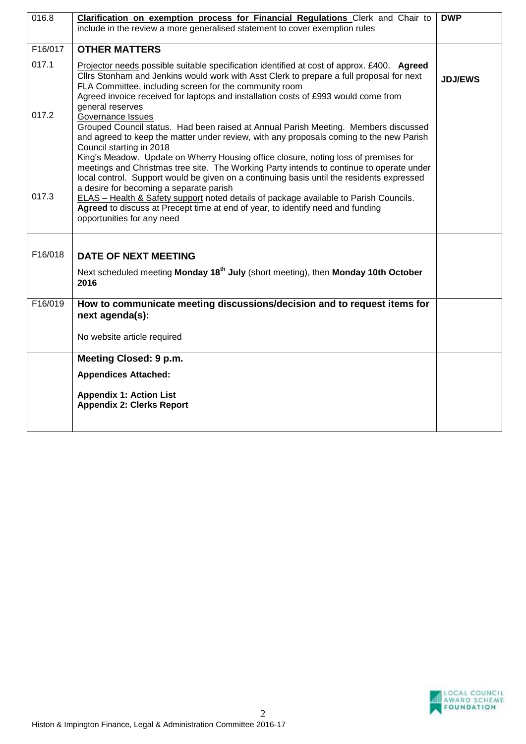| | | |
|---|---|---|
| 016.8 | **Clarification on exemption process for Financial Regulations** Clerk and Chair to include in the review a more generalised statement to cover exemption rules | **DWP** |
| F16/017 | **OTHER MATTERS** | |
| 017.1 | Projector needs possible suitable specification identified at cost of approx. £400. **Agreed** Cllrs Stonham and Jenkins would work with Asst Clerk to prepare a full proposal for next FLA Committee, including screen for the community room<br>Agreed invoice received for laptops and installation costs of £993 would come from general reserves | **JDJ/EWS** |
| 017.2 | Governance Issues<br>Grouped Council status. Had been raised at Annual Parish Meeting. Members discussed and agreed to keep the matter under review, with any proposals coming to the new Parish Council starting in 2018<br>King's Meadow. Update on Wherry Housing office closure, noting loss of premises for meetings and Christmas tree site. The Working Party intends to continue to operate under local control. Support would be given on a continuing basis until the residents expressed a desire for becoming a separate parish | |
| 017.3 | ELAS – Health & Safety support noted details of package available to Parish Councils. **Agreed** to discuss at Precept time at end of year, to identify need and funding opportunities for any need | |
| F16/018 | **DATE OF NEXT MEETING**<br>Next scheduled meeting **Monday 18th July** (short meeting), then **Monday 10th October 2016** | |
| F16/019 | **How to communicate meeting discussions/decision and to request items for next agenda(s):**<br>No website article required | |
| | **Meeting Closed: 9 p.m.**<br>**Appendices Attached:**<br>**Appendix 1: Action List**<br>**Appendix 2: Clerks Report** | |